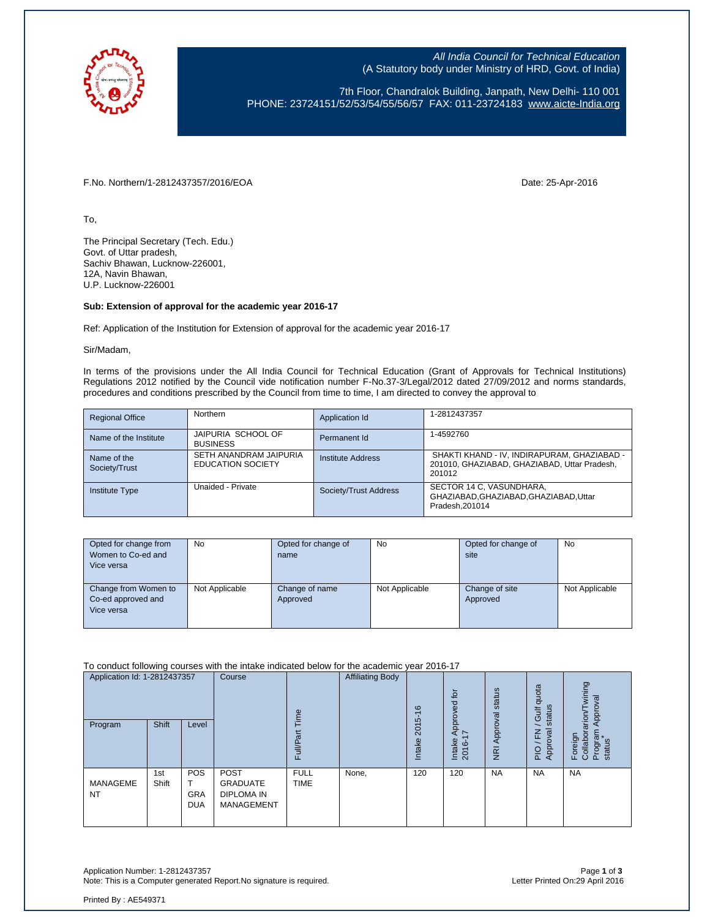*All India Council for Technical Education*
(A Statutory body under Ministry of HRD, Govt. of India)

7th Floor, Chandralok Building, Janpath, New Delhi- 110 001
PHONE: 23724151/52/53/54/55/56/57 FAX: 011-23724183 www.aicte-India.org

F.No. Northern/1-2812437357/2016/EOA

Date: 25-Apr-2016

To,

The Principal Secretary (Tech. Edu.)
Govt. of Uttar pradesh,
Sachiv Bhawan, Lucknow-226001,
12A, Navin Bhawan,
U.P. Lucknow-226001

**Sub: Extension of approval for the academic year 2016-17**

Ref: Application of the Institution for Extension of approval for the academic year 2016-17

Sir/Madam,

In terms of the provisions under the All India Council for Technical Education (Grant of Approvals for Technical Institutions) Regulations 2012 notified by the Council vide notification number F-No.37-3/Legal/2012 dated 27/09/2012 and norms standards, procedures and conditions prescribed by the Council from time to time, I am directed to convey the approval to

| Regional Office | Northern | Application Id | 1-2812437357 |
|---|---|---|---|
| Name of the Institute | JAIPURIA SCHOOL OF BUSINESS | Permanent Id | 1-4592760 |
| Name of the Society/Trust | SETH ANANDRAM JAIPURIA EDUCATION SOCIETY | Institute Address | SHAKTI KHAND - IV, INDIRAPURAM, GHAZIABAD - 201010, GHAZIABAD, GHAZIABAD, Uttar Pradesh, 201012 |
| Institute Type | Unaided - Private | Society/Trust Address | SECTOR 14 C, VASUNDHARA, GHAZIABAD,GHAZIABAD,GHAZIABAD,Uttar Pradesh,201014 |

| Opted for change from Women to Co-ed and Vice versa | No | Opted for change of name | No | Opted for change of site | No |
|---|---|---|---|---|---|
| Change from Women to Co-ed approved and Vice versa | Not Applicable | Change of name Approved | Not Applicable | Change of site Approved | Not Applicable |

To conduct following courses with the intake indicated below for the academic year 2016-17

| Application Id: 1-2812437357 | | | Course | Full/Part Time | Affiliating Body | Intake 2015-16 | Intake Approved for 2016-17 | NRI Approval status | PIO / FN / Gulf quota Approval status | Foreign Collaborarion/Twining Program Approval status* |
|---|---|---|---|---|---|---|---|---|---|---|
| Program | Shift | Level | | | | | | | | |
| MANAGEMENT | 1st Shift | POST GRADUATE | POST GRADUATE DIPLOMA IN MANAGEMENT | FULL TIME | None, | 120 | 120 | NA | NA | NA |

Application Number: 1-2812437357
Note: This is a Computer generated Report.No signature is required.

Letter Printed On:29 April 2016

Printed By : AE549371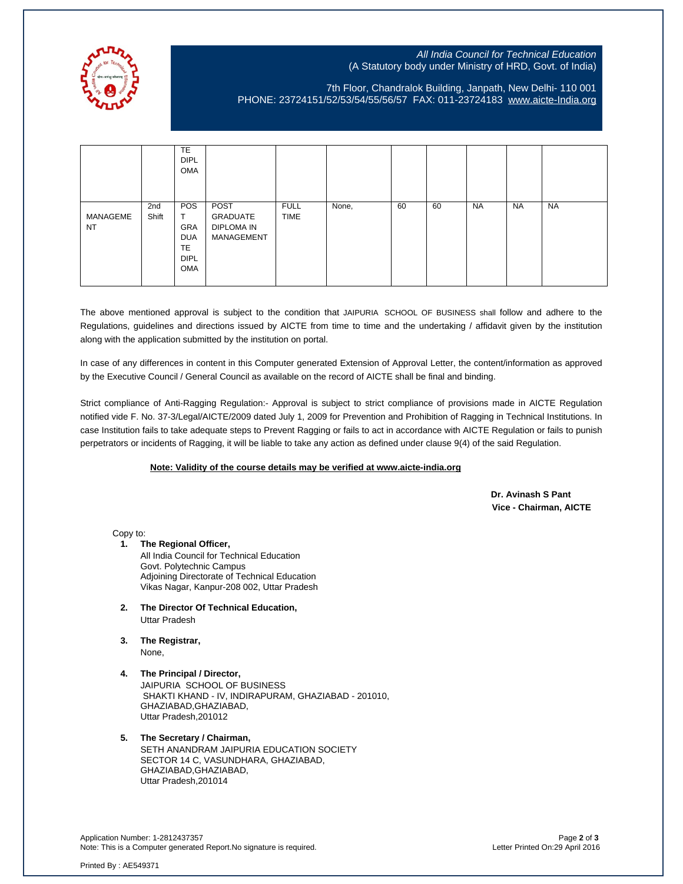*All India Council for Technical Education*
(A Statutory body under Ministry of HRD, Govt. of India)

7th Floor, Chandralok Building, Janpath, New Delhi- 110 001
PHONE: 23724151/52/53/54/55/56/57 FAX: 011-23724183 www.aicte-India.org

| | | | | | | | | | | |
|---|---|---|---|---|---|---|---|---|---|---|
| | | TE DIPLOMA | | | | | | | | |
| MANAGEMENT | 2nd Shift | POST GRADUATE DIPLOMA | POST GRADUATE DIPLOMA IN MANAGEMENT | FULL TIME | None, | 60 | 60 | NA | NA | NA |

The above mentioned approval is subject to the condition that JAIPURIA SCHOOL OF BUSINESS shall follow and adhere to the Regulations, guidelines and directions issued by AICTE from time to time and the undertaking / affidavit given by the institution along with the application submitted by the institution on portal.

In case of any differences in content in this Computer generated Extension of Approval Letter, the content/information as approved by the Executive Council / General Council as available on the record of AICTE shall be final and binding.

Strict compliance of Anti-Ragging Regulation:- Approval is subject to strict compliance of provisions made in AICTE Regulation notified vide F. No. 37-3/Legal/AICTE/2009 dated July 1, 2009 for Prevention and Prohibition of Ragging in Technical Institutions. In case Institution fails to take adequate steps to Prevent Ragging or fails to act in accordance with AICTE Regulation or fails to punish perpetrators or incidents of Ragging, it will be liable to take any action as defined under clause 9(4) of the said Regulation.

**Note: Validity of the course details may be verified at www.aicte-india.org**

**Dr. Avinash S Pant**
**Vice - Chairman, AICTE**

Copy to:

1. **The Regional Officer,**
   All India Council for Technical Education
   Govt. Polytechnic Campus
   Adjoining Directorate of Technical Education
   Vikas Nagar, Kanpur-208 002, Uttar Pradesh

2. **The Director Of Technical Education,**
   Uttar Pradesh

3. **The Registrar,**
   None,

4. **The Principal / Director,**
   JAIPURIA SCHOOL OF BUSINESS
   SHAKTI KHAND - IV, INDIRAPURAM, GHAZIABAD - 201010,
   GHAZIABAD,GHAZIABAD,
   Uttar Pradesh,201012

5. **The Secretary / Chairman,**
   SETH ANANDRAM JAIPURIA EDUCATION SOCIETY
   SECTOR 14 C, VASUNDHARA, GHAZIABAD,
   GHAZIABAD,GHAZIABAD,
   Uttar Pradesh,201014

Application Number: 1-2812437357
Note: This is a Computer generated Report.No signature is required.
Letter Printed On:29 April 2016

Printed By : AE549371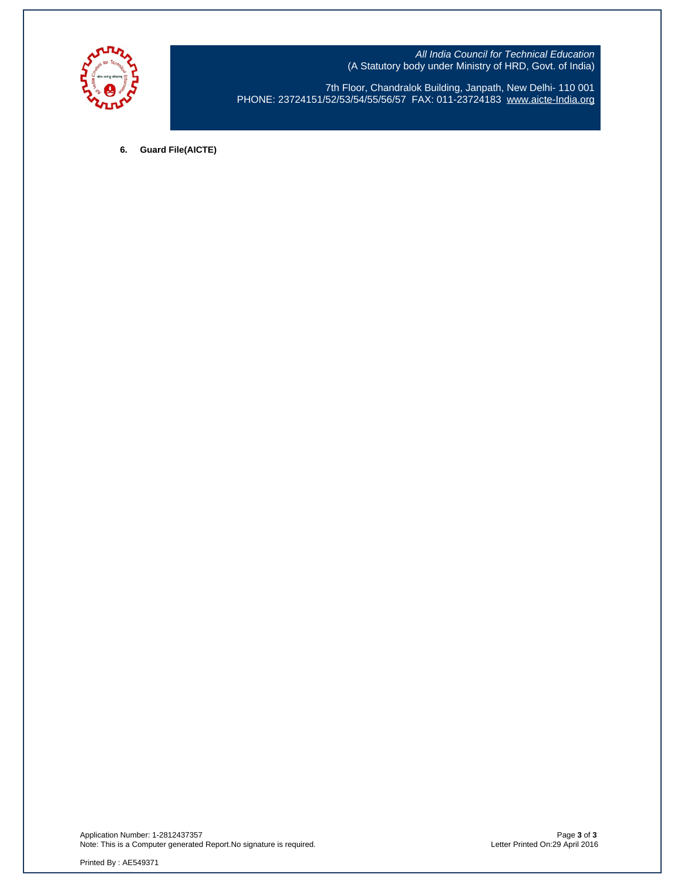**6. Guard File(AICTE)**